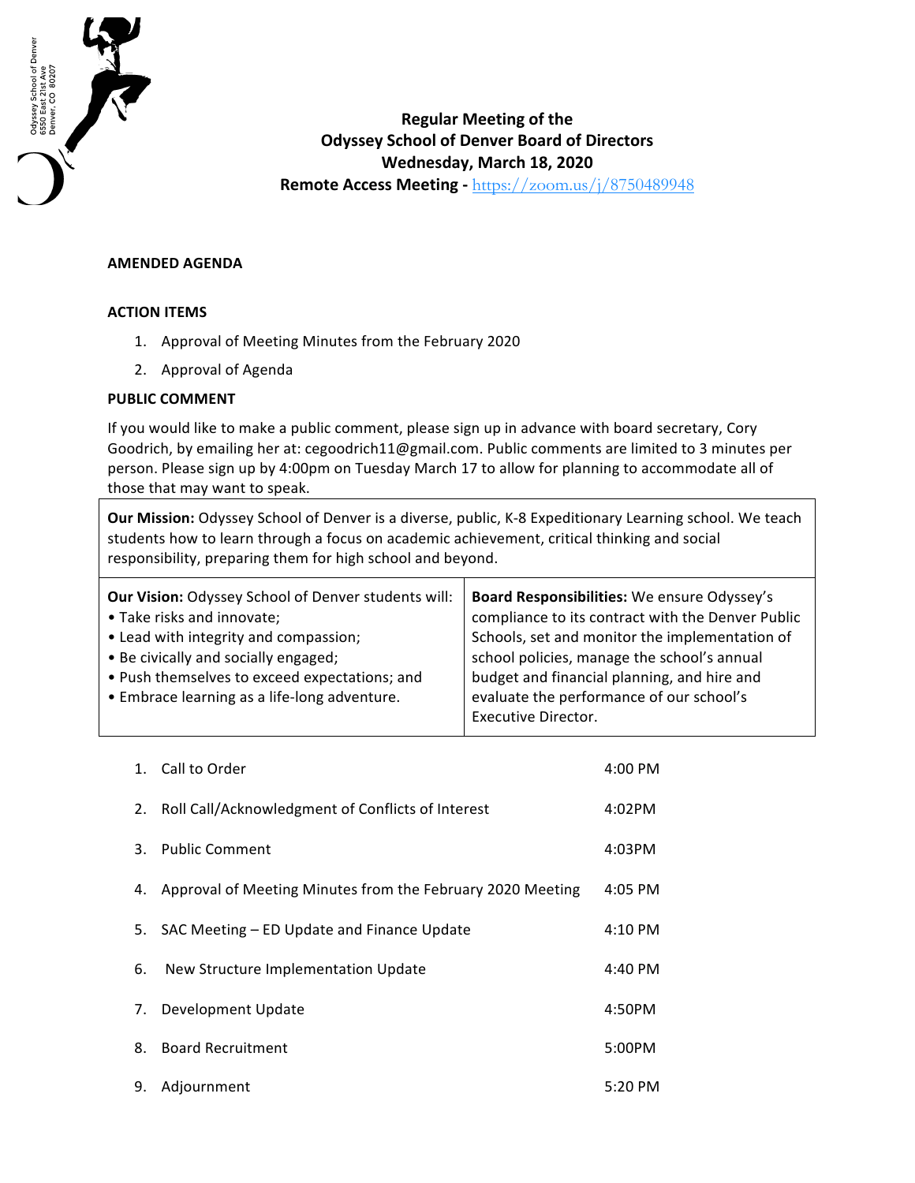Odyssey School of Denver
6550 East 21st Ave
Denver, CO 80207

# Regular Meeting of the Odyssey School of Denver Board of Directors
## Wednesday, March 18, 2020
## Remote Access Meeting - https://zoom.us/j/8750489948

**AMENDED AGENDA**

**ACTION ITEMS**

1. Approval of Meeting Minutes from the February 2020
2. Approval of Agenda

**PUBLIC COMMENT**

If you would like to make a public comment, please sign up in advance with board secretary, Cory Goodrich, by emailing her at: cegoodrich11@gmail.com. Public comments are limited to 3 minutes per person. Please sign up by 4:00pm on Tuesday March 17 to allow for planning to accommodate all of those that may want to speak.

**Our Mission:** Odyssey School of Denver is a diverse, public, K-8 Expeditionary Learning school. We teach students how to learn through a focus on academic achievement, critical thinking and social responsibility, preparing them for high school and beyond.

**Our Vision:** Odyssey School of Denver students will:
- Take risks and innovate;
- Lead with integrity and compassion;
- Be civically and socially engaged;
- Push themselves to exceed expectations; and
- Embrace learning as a life-long adventure.

**Board Responsibilities:** We ensure Odyssey's compliance to its contract with the Denver Public Schools, set and monitor the implementation of school policies, manage the school's annual budget and financial planning, and hire and evaluate the performance of our school's Executive Director.

| | | |
|---|---|---|
| 1. | Call to Order | 4:00 PM |
| 2. | Roll Call/Acknowledgment of Conflicts of Interest | 4:02PM |
| 3. | Public Comment | 4:03PM |
| 4. | Approval of Meeting Minutes from the February 2020 Meeting | 4:05 PM |
| 5. | SAC Meeting – ED Update and Finance Update | 4:10 PM |
| 6. | New Structure Implementation Update | 4:40 PM |
| 7. | Development Update | 4:50PM |
| 8. | Board Recruitment | 5:00PM |
| 9. | Adjournment | 5:20 PM |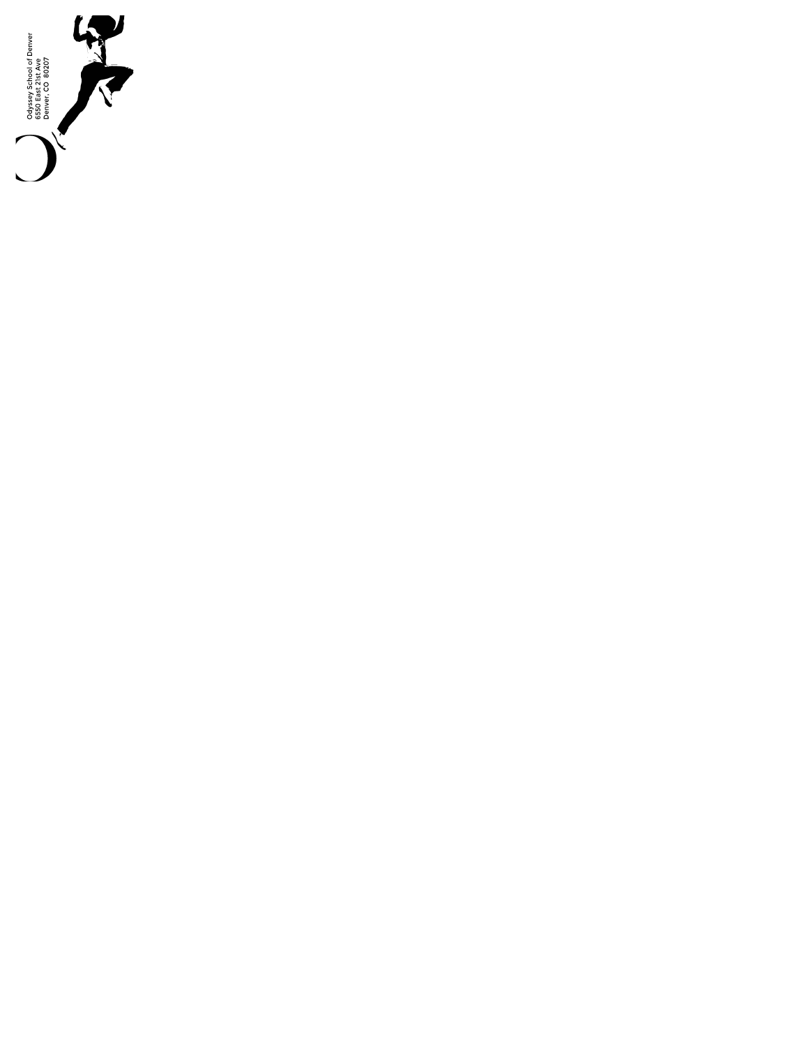Odyssey School of Denver
6550 East 21st Ave
Denver, CO 80207